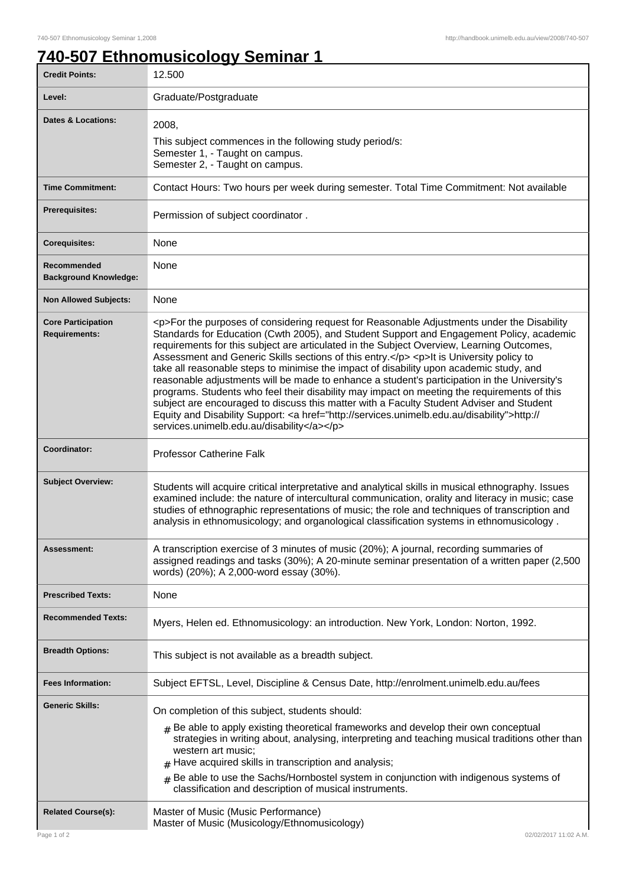# 740-507 Ethnomusicology Seminar 1

| | |
|---|---|
| **Credit Points:** | 12.500 |
| **Level:** | Graduate/Postgraduate |
| **Dates & Locations:** | 2008,<br>This subject commences in the following study period/s:<br>Semester 1, - Taught on campus.<br>Semester 2, - Taught on campus. |
| **Time Commitment:** | Contact Hours: Two hours per week during semester. Total Time Commitment: Not available |
| **Prerequisites:** | Permission of subject coordinator . |
| **Corequisites:** | None |
| **Recommended Background Knowledge:** | None |
| **Non Allowed Subjects:** | None |
| **Core Participation Requirements:** | <p>For the purposes of considering request for Reasonable Adjustments under the Disability Standards for Education (Cwth 2005), and Student Support and Engagement Policy, academic requirements for this subject are articulated in the Subject Overview, Learning Outcomes, Assessment and Generic Skills sections of this entry.</p> <p>It is University policy to take all reasonable steps to minimise the impact of disability upon academic study, and reasonable adjustments will be made to enhance a student's participation in the University's programs. Students who feel their disability may impact on meeting the requirements of this subject are encouraged to discuss this matter with a Faculty Student Adviser and Student Equity and Disability Support: <a href="http://services.unimelb.edu.au/disability">http://services.unimelb.edu.au/disability</a></p> |
| **Coordinator:** | Professor Catherine Falk |
| **Subject Overview:** | Students will acquire critical interpretative and analytical skills in musical ethnography. Issues examined include: the nature of intercultural communication, orality and literacy in music; case studies of ethnographic representations of music; the role and techniques of transcription and analysis in ethnomusicology; and organological classification systems in ethnomusicology . |
| **Assessment:** | A transcription exercise of 3 minutes of music (20%); A journal, recording summaries of assigned readings and tasks (30%); A 20-minute seminar presentation of a written paper (2,500 words) (20%); A 2,000-word essay (30%). |
| **Prescribed Texts:** | None |
| **Recommended Texts:** | Myers, Helen ed. Ethnomusicology: an introduction. New York, London: Norton, 1992. |
| **Breadth Options:** | This subject is not available as a breadth subject. |
| **Fees Information:** | Subject EFTSL, Level, Discipline & Census Date, http://enrolment.unimelb.edu.au/fees |
| **Generic Skills:** | On completion of this subject, students should:<br># Be able to apply existing theoretical frameworks and develop their own conceptual strategies in writing about, analysing, interpreting and teaching musical traditions other than western art music;<br># Have acquired skills in transcription and analysis;<br># Be able to use the Sachs/Hornbostel system in conjunction with indigenous systems of classification and description of musical instruments. |
| **Related Course(s):** | Master of Music (Music Performance)<br>Master of Music (Musicology/Ethnomusicology) |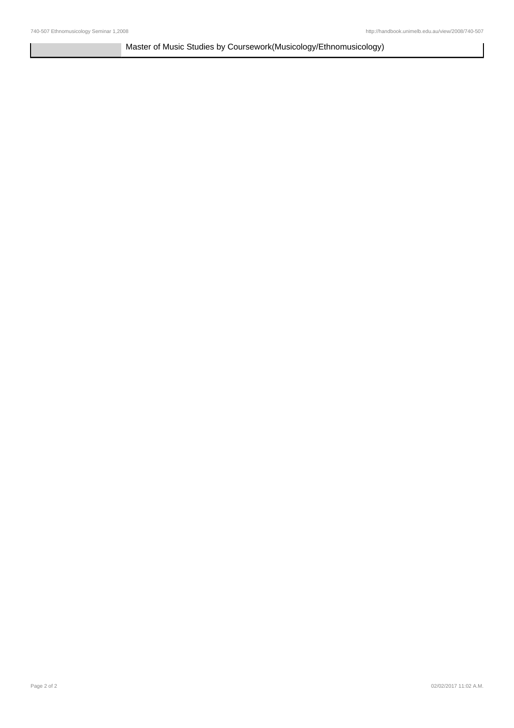| | |
|---|---|
| | Master of Music Studies by Coursework(Musicology/Ethnomusicology) |